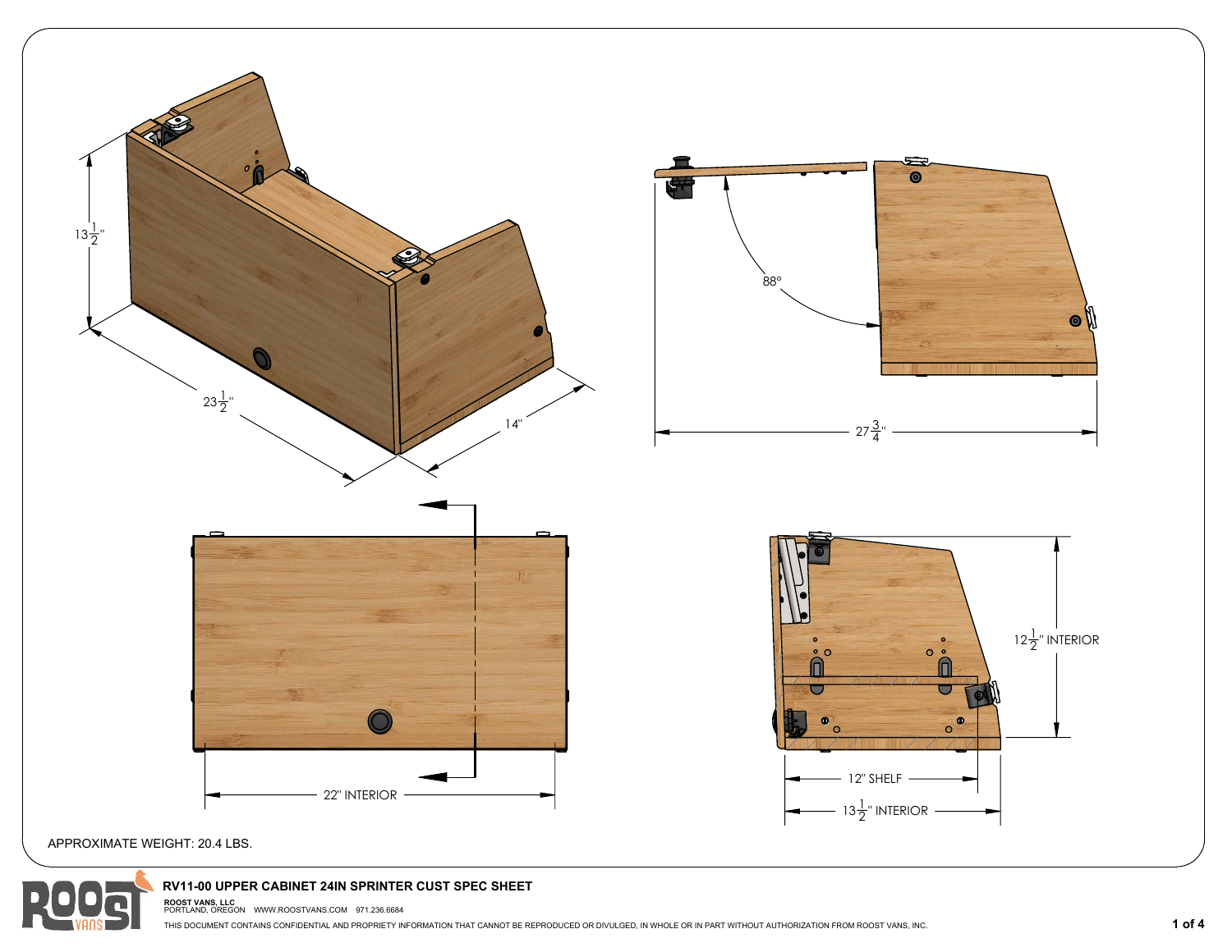$13\frac{1}{2}$"

$23\frac{1}{2}$"

14"

88°

$27\frac{3}{4}$"

22" INTERIOR

$12\frac{1}{2}$" INTERIOR

12" SHELF

$13\frac{1}{2}$" INTERIOR

APPROXIMATE WEIGHT: 20.4 LBS.

**RV11-00 UPPER CABINET 24IN SPRINTER CUST SPEC SHEET**

**ROOST VANS, LLC**
PORTLAND, OREGON WWW.ROOSTVANS.COM 971.236.6684

THIS DOCUMENT CONTAINS CONFIDENTIAL AND PROPRIETY INFORMATION THAT CANNOT BE REPRODUCED OR DIVULGED, IN WHOLE OR IN PART WITHOUT AUTHORIZATION FROM ROOST VANS, INC.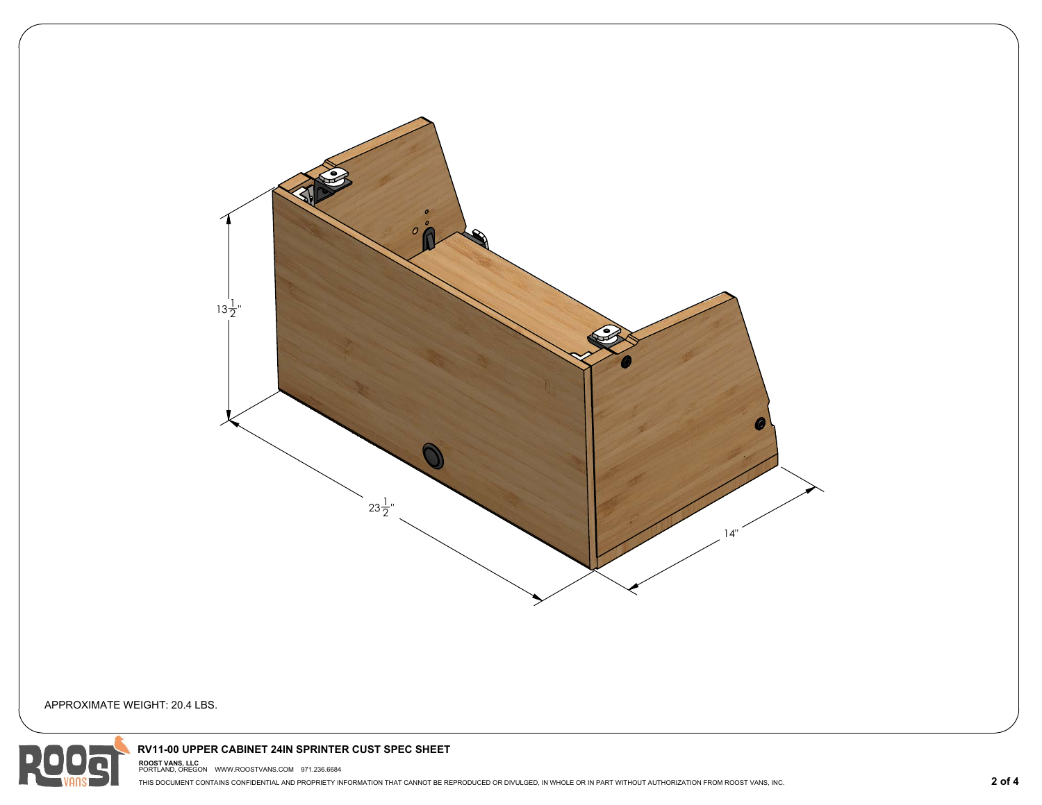$13\frac{1}{2}$"

$23\frac{1}{2}$"

14"

APPROXIMATE WEIGHT: 20.4 LBS.

**RV11-00 UPPER CABINET 24IN SPRINTER CUST SPEC SHEET**

**ROOST VANS, LLC**
PORTLAND, OREGON WWW.ROOSTVANS.COM 971.236.6684

THIS DOCUMENT CONTAINS CONFIDENTIAL AND PROPRIETY INFORMATION THAT CANNOT BE REPRODUCED OR DIVULGED, IN WHOLE OR IN PART WITHOUT AUTHORIZATION FROM ROOST VANS, INC.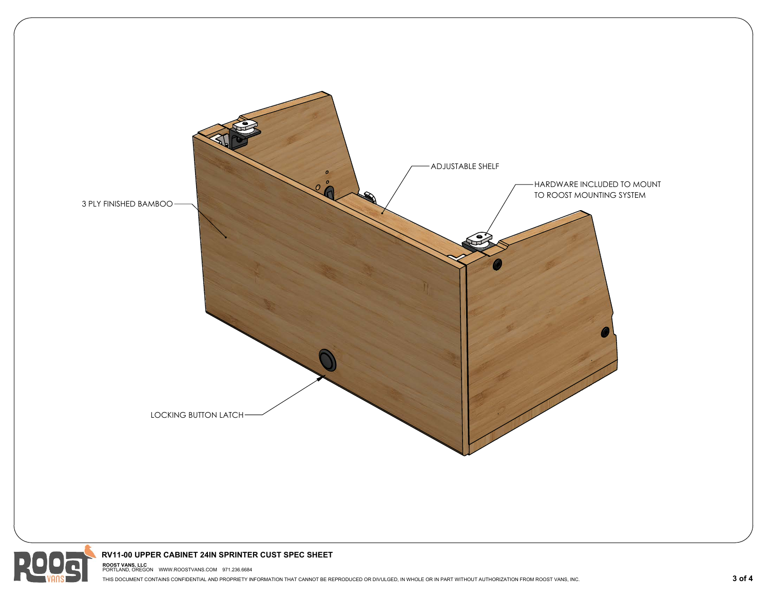3 PLY FINISHED BAMBOO

ADJUSTABLE SHELF

HARDWARE INCLUDED TO MOUNT TO ROOST MOUNTING SYSTEM

LOCKING BUTTON LATCH

**RV11-00 UPPER CABINET 24IN SPRINTER CUST SPEC SHEET**

**ROOST VANS, LLC**
PORTLAND, OREGON WWW.ROOSTVANS.COM 971.236.6684

THIS DOCUMENT CONTAINS CONFIDENTIAL AND PROPRIETY INFORMATION THAT CANNOT BE REPRODUCED OR DIVULGED, IN WHOLE OR IN PART WITHOUT AUTHORIZATION FROM ROOST VANS, INC.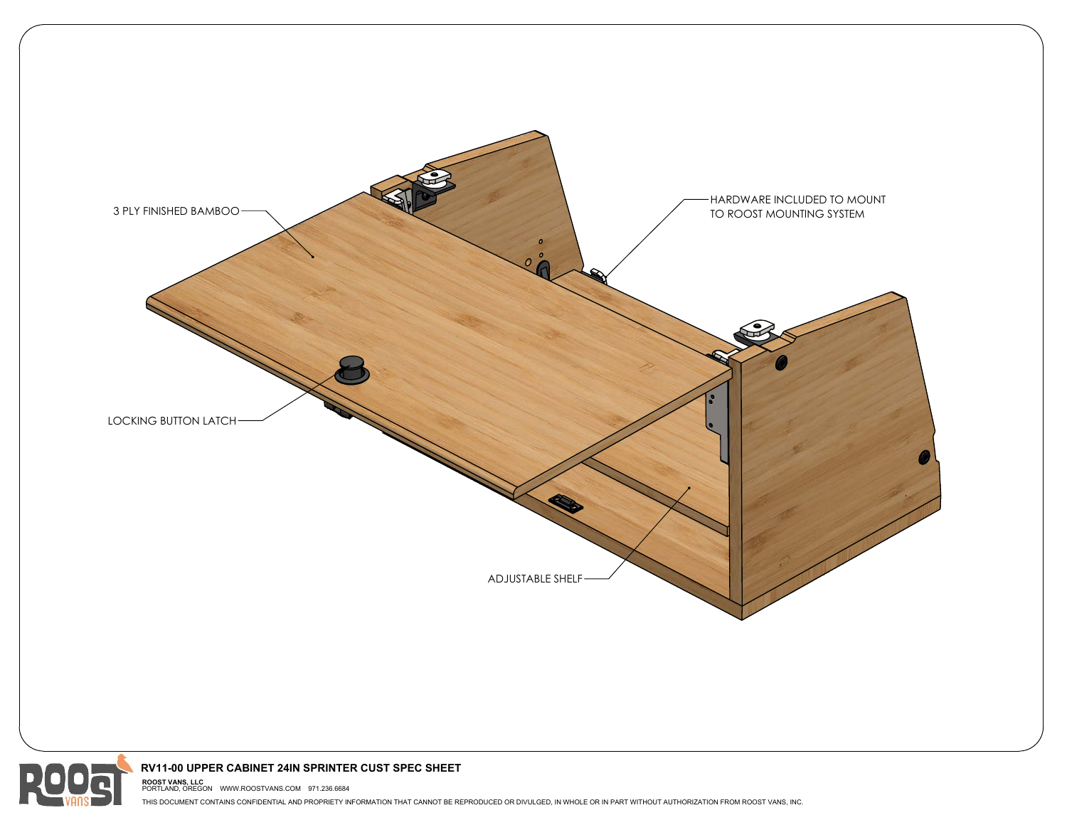3 PLY FINISHED BAMBOO

HARDWARE INCLUDED TO MOUNT
TO ROOST MOUNTING SYSTEM

LOCKING BUTTON LATCH

ADJUSTABLE SHELF

**RV11-00 UPPER CABINET 24IN SPRINTER CUST SPEC SHEET**

**ROOST VANS, LLC**
PORTLAND, OREGON WWW.ROOSTVANS.COM 971.236.6684

THIS DOCUMENT CONTAINS CONFIDENTIAL AND PROPRIETY INFORMATION THAT CANNOT BE REPRODUCED OR DIVULGED, IN WHOLE OR IN PART WITHOUT AUTHORIZATION FROM ROOST VANS, INC.